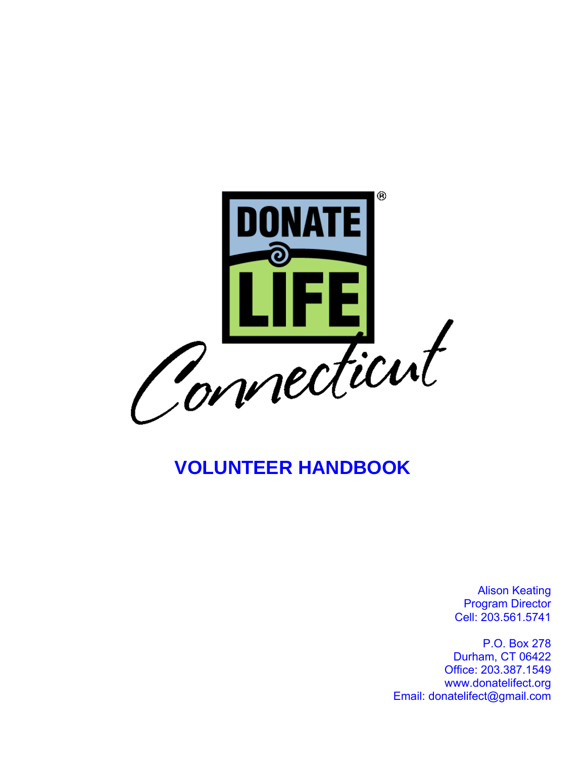DONATE LIFE® Connecticut

# VOLUNTEER HANDBOOK

Alison Keating
Program Director
Cell: 203.561.5741

P.O. Box 278
Durham, CT 06422
Office: 203.387.1549
www.donatelifect.org
Email: donatelifect@gmail.com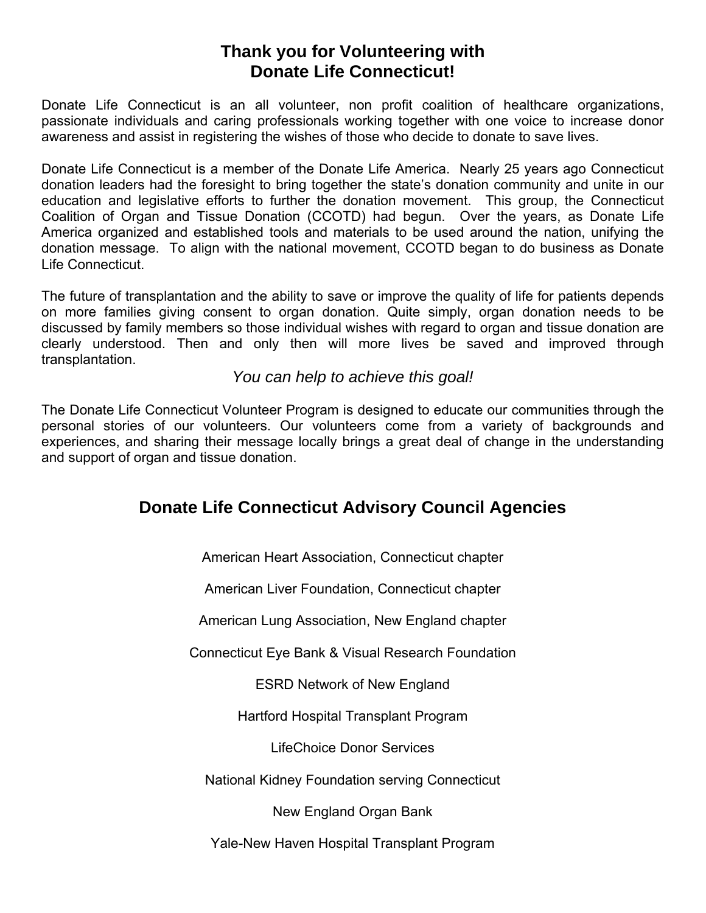# Thank you for Volunteering with Donate Life Connecticut!

Donate Life Connecticut is an all volunteer, non profit coalition of healthcare organizations, passionate individuals and caring professionals working together with one voice to increase donor awareness and assist in registering the wishes of those who decide to donate to save lives.

Donate Life Connecticut is a member of the Donate Life America. Nearly 25 years ago Connecticut donation leaders had the foresight to bring together the state's donation community and unite in our education and legislative efforts to further the donation movement. This group, the Connecticut Coalition of Organ and Tissue Donation (CCOTD) had begun. Over the years, as Donate Life America organized and established tools and materials to be used around the nation, unifying the donation message. To align with the national movement, CCOTD began to do business as Donate Life Connecticut.

The future of transplantation and the ability to save or improve the quality of life for patients depends on more families giving consent to organ donation. Quite simply, organ donation needs to be discussed by family members so those individual wishes with regard to organ and tissue donation are clearly understood. Then and only then will more lives be saved and improved through transplantation.

*You can help to achieve this goal!*

The Donate Life Connecticut Volunteer Program is designed to educate our communities through the personal stories of our volunteers. Our volunteers come from a variety of backgrounds and experiences, and sharing their message locally brings a great deal of change in the understanding and support of organ and tissue donation.

## Donate Life Connecticut Advisory Council Agencies

American Heart Association, Connecticut chapter

American Liver Foundation, Connecticut chapter

American Lung Association, New England chapter

Connecticut Eye Bank & Visual Research Foundation

ESRD Network of New England

Hartford Hospital Transplant Program

LifeChoice Donor Services

National Kidney Foundation serving Connecticut

New England Organ Bank

Yale-New Haven Hospital Transplant Program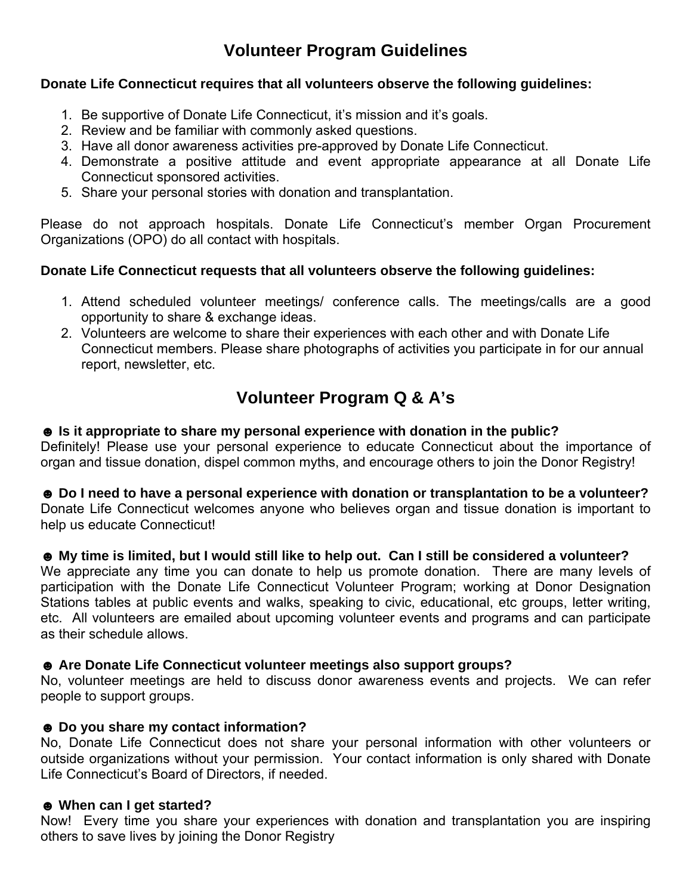# Volunteer Program Guidelines

**Donate Life Connecticut requires that all volunteers observe the following guidelines:**

1. Be supportive of Donate Life Connecticut, it's mission and it's goals.
2. Review and be familiar with commonly asked questions.
3. Have all donor awareness activities pre-approved by Donate Life Connecticut.
4. Demonstrate a positive attitude and event appropriate appearance at all Donate Life Connecticut sponsored activities.
5. Share your personal stories with donation and transplantation.

Please do not approach hospitals. Donate Life Connecticut's member Organ Procurement Organizations (OPO) do all contact with hospitals.

**Donate Life Connecticut requests that all volunteers observe the following guidelines:**

1. Attend scheduled volunteer meetings/ conference calls. The meetings/calls are a good opportunity to share & exchange ideas.
2. Volunteers are welcome to share their experiences with each other and with Donate Life Connecticut members. Please share photographs of activities you participate in for our annual report, newsletter, etc.

# Volunteer Program Q & A's

**☻ Is it appropriate to share my personal experience with donation in the public?**
Definitely! Please use your personal experience to educate Connecticut about the importance of organ and tissue donation, dispel common myths, and encourage others to join the Donor Registry!

**☻ Do I need to have a personal experience with donation or transplantation to be a volunteer?**
Donate Life Connecticut welcomes anyone who believes organ and tissue donation is important to help us educate Connecticut!

**☻ My time is limited, but I would still like to help out. Can I still be considered a volunteer?**
We appreciate any time you can donate to help us promote donation. There are many levels of participation with the Donate Life Connecticut Volunteer Program; working at Donor Designation Stations tables at public events and walks, speaking to civic, educational, etc groups, letter writing, etc. All volunteers are emailed about upcoming volunteer events and programs and can participate as their schedule allows.

**☻ Are Donate Life Connecticut volunteer meetings also support groups?**
No, volunteer meetings are held to discuss donor awareness events and projects. We can refer people to support groups.

**☻ Do you share my contact information?**
No, Donate Life Connecticut does not share your personal information with other volunteers or outside organizations without your permission. Your contact information is only shared with Donate Life Connecticut's Board of Directors, if needed.

**☻ When can I get started?**
Now! Every time you share your experiences with donation and transplantation you are inspiring others to save lives by joining the Donor Registry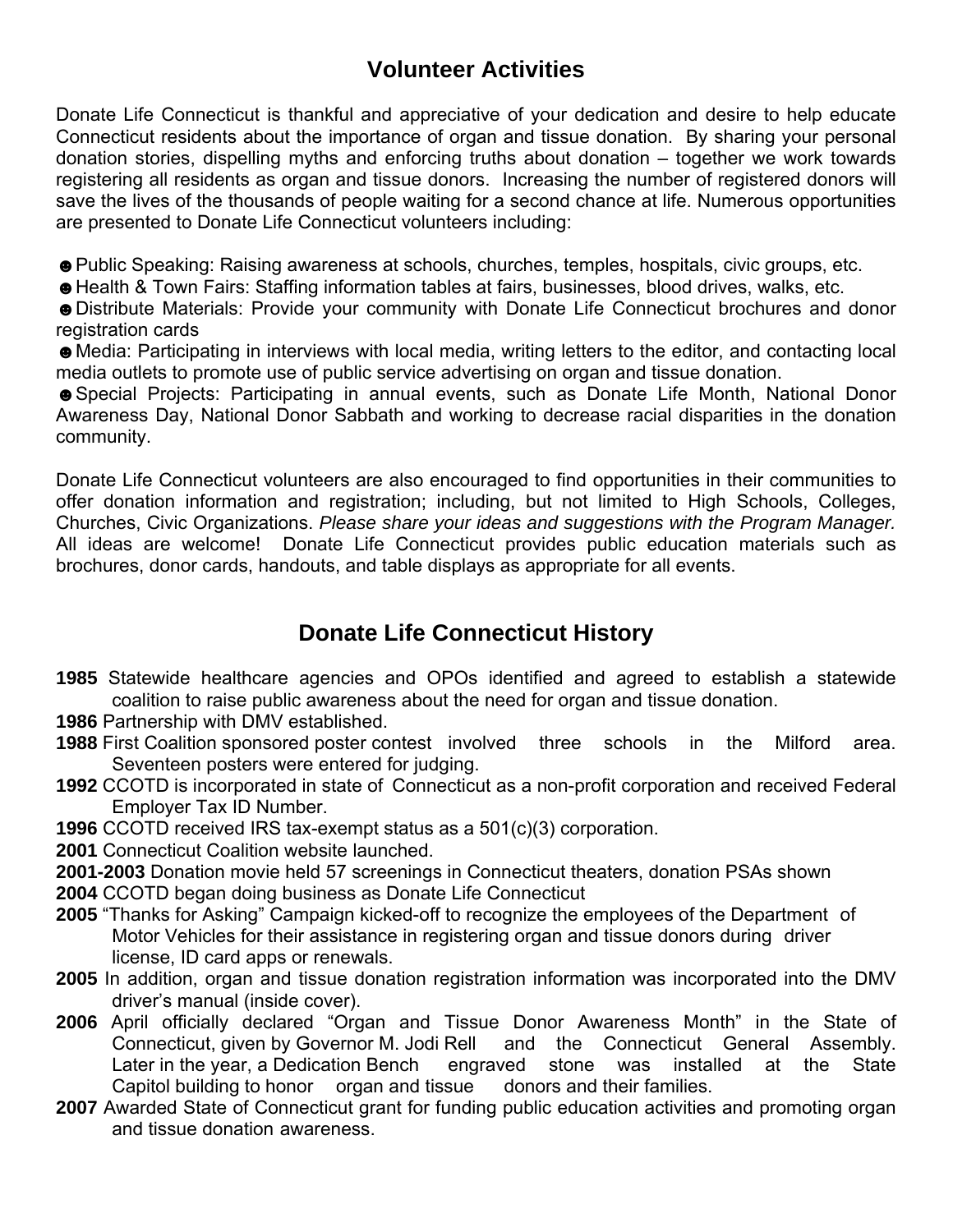## Volunteer Activities

Donate Life Connecticut is thankful and appreciative of your dedication and desire to help educate Connecticut residents about the importance of organ and tissue donation. By sharing your personal donation stories, dispelling myths and enforcing truths about donation – together we work towards registering all residents as organ and tissue donors. Increasing the number of registered donors will save the lives of the thousands of people waiting for a second chance at life. Numerous opportunities are presented to Donate Life Connecticut volunteers including:

☻Public Speaking: Raising awareness at schools, churches, temples, hospitals, civic groups, etc.
☻Health & Town Fairs: Staffing information tables at fairs, businesses, blood drives, walks, etc.
☻Distribute Materials: Provide your community with Donate Life Connecticut brochures and donor registration cards
☻Media: Participating in interviews with local media, writing letters to the editor, and contacting local media outlets to promote use of public service advertising on organ and tissue donation.
☻Special Projects: Participating in annual events, such as Donate Life Month, National Donor Awareness Day, National Donor Sabbath and working to decrease racial disparities in the donation community.

Donate Life Connecticut volunteers are also encouraged to find opportunities in their communities to offer donation information and registration; including, but not limited to High Schools, Colleges, Churches, Civic Organizations. *Please share your ideas and suggestions with the Program Manager.* All ideas are welcome! Donate Life Connecticut provides public education materials such as brochures, donor cards, handouts, and table displays as appropriate for all events.

## Donate Life Connecticut History

**1985** Statewide healthcare agencies and OPOs identified and agreed to establish a statewide coalition to raise public awareness about the need for organ and tissue donation.
**1986** Partnership with DMV established.
**1988** First Coalition sponsored poster contest involved three schools in the Milford area. Seventeen posters were entered for judging.
**1992** CCOTD is incorporated in state of Connecticut as a non-profit corporation and received Federal Employer Tax ID Number.
**1996** CCOTD received IRS tax-exempt status as a 501(c)(3) corporation.
**2001** Connecticut Coalition website launched.
**2001-2003** Donation movie held 57 screenings in Connecticut theaters, donation PSAs shown
**2004** CCOTD began doing business as Donate Life Connecticut
**2005** "Thanks for Asking" Campaign kicked-off to recognize the employees of the Department of Motor Vehicles for their assistance in registering organ and tissue donors during driver license, ID card apps or renewals.
**2005** In addition, organ and tissue donation registration information was incorporated into the DMV driver's manual (inside cover).
**2006** April officially declared "Organ and Tissue Donor Awareness Month" in the State of Connecticut, given by Governor M. Jodi Rell and the Connecticut General Assembly. Later in the year, a Dedication Bench engraved stone was installed at the State Capitol building to honor organ and tissue donors and their families.
**2007** Awarded State of Connecticut grant for funding public education activities and promoting organ and tissue donation awareness.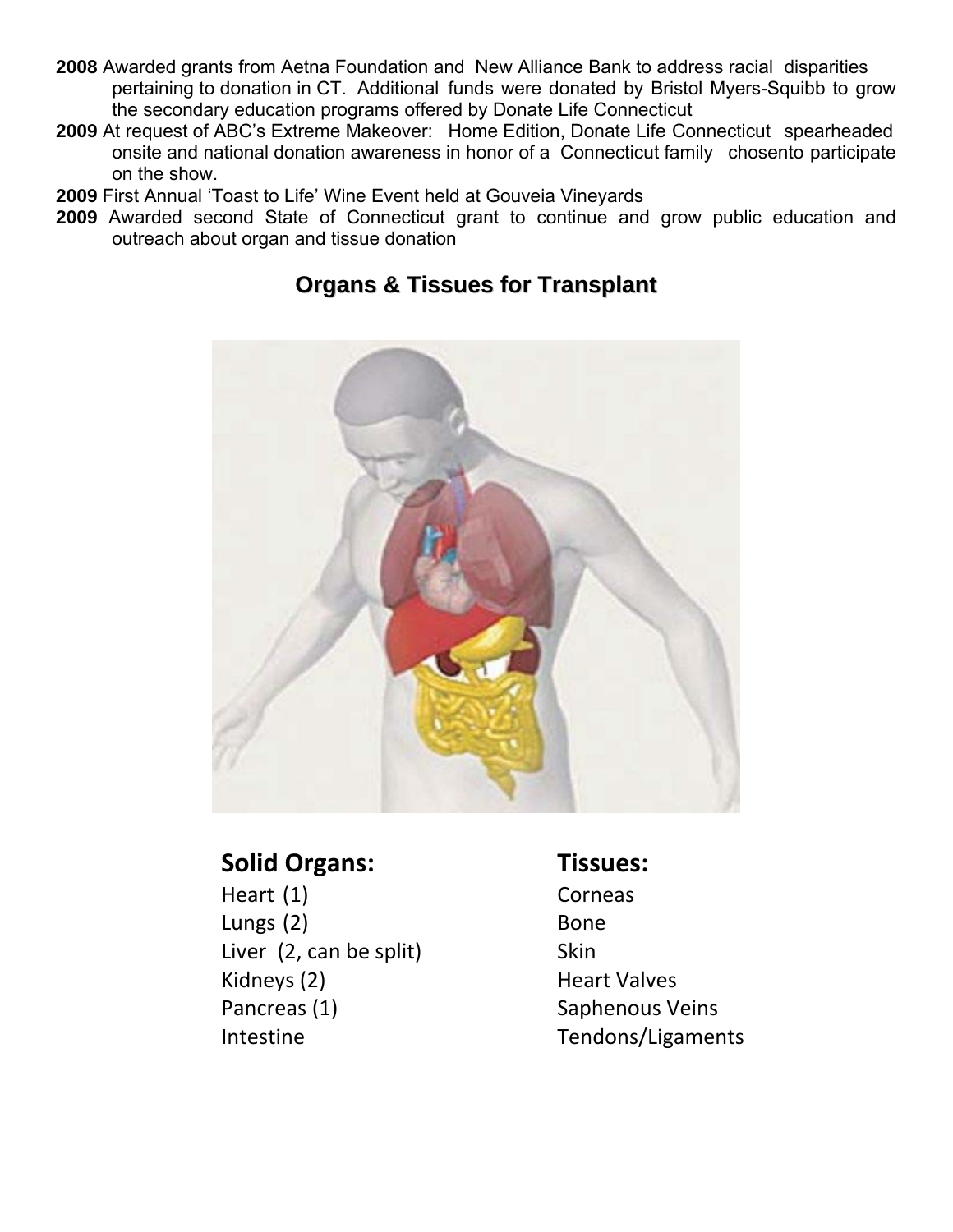**2008** Awarded grants from Aetna Foundation and New Alliance Bank to address racial disparities pertaining to donation in CT. Additional funds were donated by Bristol Myers-Squibb to grow the secondary education programs offered by Donate Life Connecticut

**2009** At request of ABC's Extreme Makeover: Home Edition, Donate Life Connecticut spearheaded onsite and national donation awareness in honor of a Connecticut family chosento participate on the show.

**2009** First Annual 'Toast to Life' Wine Event held at Gouveia Vineyards

**2009** Awarded second State of Connecticut grant to continue and grow public education and outreach about organ and tissue donation

## Organs & Tissues for Transplant

**Solid Organs:**

Heart (1)
Lungs (2)
Liver (2, can be split)
Kidneys (2)
Pancreas (1)
Intestine

**Tissues:**

Corneas
Bone
Skin
Heart Valves
Saphenous Veins
Tendons/Ligaments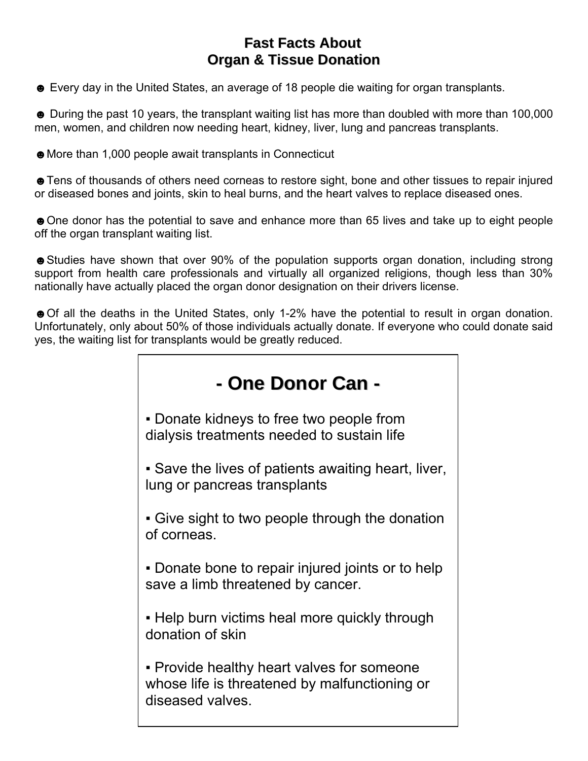# Fast Facts About Organ & Tissue Donation

- Every day in the United States, an average of 18 people die waiting for organ transplants.

- During the past 10 years, the transplant waiting list has more than doubled with more than 100,000 men, women, and children now needing heart, kidney, liver, lung and pancreas transplants.

- More than 1,000 people await transplants in Connecticut

- Tens of thousands of others need corneas to restore sight, bone and other tissues to repair injured or diseased bones and joints, skin to heal burns, and the heart valves to replace diseased ones.

- One donor has the potential to save and enhance more than 65 lives and take up to eight people off the organ transplant waiting list.

- Studies have shown that over 90% of the population supports organ donation, including strong support from health care professionals and virtually all organized religions, though less than 30% nationally have actually placed the organ donor designation on their drivers license.

- Of all the deaths in the United States, only 1-2% have the potential to result in organ donation. Unfortunately, only about 50% of those individuals actually donate. If everyone who could donate said yes, the waiting list for transplants would be greatly reduced.

## - One Donor Can -

- Donate kidneys to free two people from dialysis treatments needed to sustain life

- Save the lives of patients awaiting heart, liver, lung or pancreas transplants

- Give sight to two people through the donation of corneas.

- Donate bone to repair injured joints or to help save a limb threatened by cancer.

- Help burn victims heal more quickly through donation of skin

- Provide healthy heart valves for someone whose life is threatened by malfunctioning or diseased valves.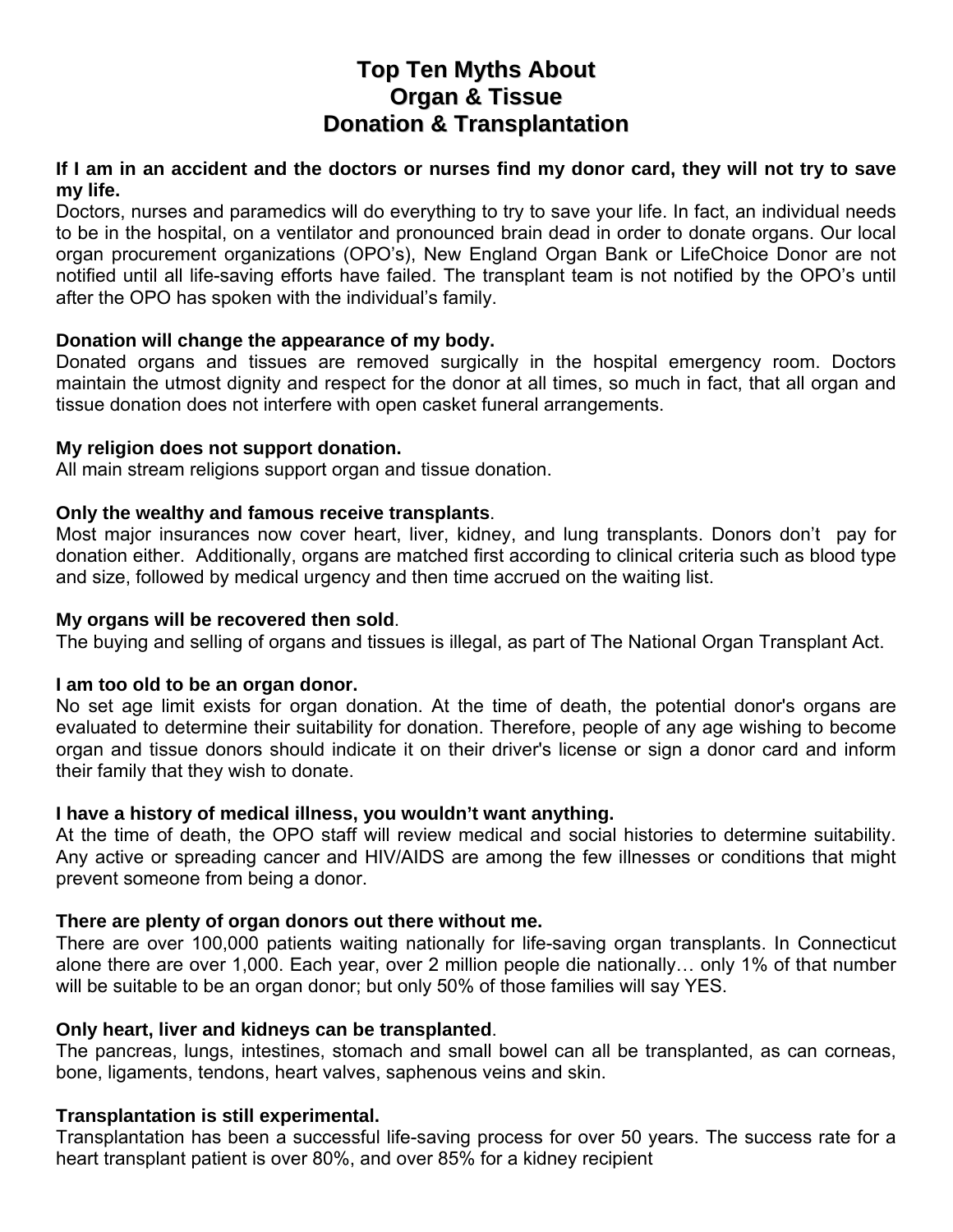# Top Ten Myths About Organ & Tissue Donation & Transplantation

**If I am in an accident and the doctors or nurses find my donor card, they will not try to save my life.**

Doctors, nurses and paramedics will do everything to try to save your life. In fact, an individual needs to be in the hospital, on a ventilator and pronounced brain dead in order to donate organs. Our local organ procurement organizations (OPO's), New England Organ Bank or LifeChoice Donor are not notified until all life-saving efforts have failed. The transplant team is not notified by the OPO's until after the OPO has spoken with the individual's family.

**Donation will change the appearance of my body.**

Donated organs and tissues are removed surgically in the hospital emergency room. Doctors maintain the utmost dignity and respect for the donor at all times, so much in fact, that all organ and tissue donation does not interfere with open casket funeral arrangements.

**My religion does not support donation.**

All main stream religions support organ and tissue donation.

**Only the wealthy and famous receive transplants**.

Most major insurances now cover heart, liver, kidney, and lung transplants. Donors don't pay for donation either. Additionally, organs are matched first according to clinical criteria such as blood type and size, followed by medical urgency and then time accrued on the waiting list.

**My organs will be recovered then sold**.

The buying and selling of organs and tissues is illegal, as part of The National Organ Transplant Act.

**I am too old to be an organ donor.**

No set age limit exists for organ donation. At the time of death, the potential donor's organs are evaluated to determine their suitability for donation. Therefore, people of any age wishing to become organ and tissue donors should indicate it on their driver's license or sign a donor card and inform their family that they wish to donate.

**I have a history of medical illness, you wouldn't want anything.**

At the time of death, the OPO staff will review medical and social histories to determine suitability. Any active or spreading cancer and HIV/AIDS are among the few illnesses or conditions that might prevent someone from being a donor.

**There are plenty of organ donors out there without me.**

There are over 100,000 patients waiting nationally for life-saving organ transplants. In Connecticut alone there are over 1,000. Each year, over 2 million people die nationally… only 1% of that number will be suitable to be an organ donor; but only 50% of those families will say YES.

**Only heart, liver and kidneys can be transplanted**.

The pancreas, lungs, intestines, stomach and small bowel can all be transplanted, as can corneas, bone, ligaments, tendons, heart valves, saphenous veins and skin.

**Transplantation is still experimental.**

Transplantation has been a successful life-saving process for over 50 years. The success rate for a heart transplant patient is over 80%, and over 85% for a kidney recipient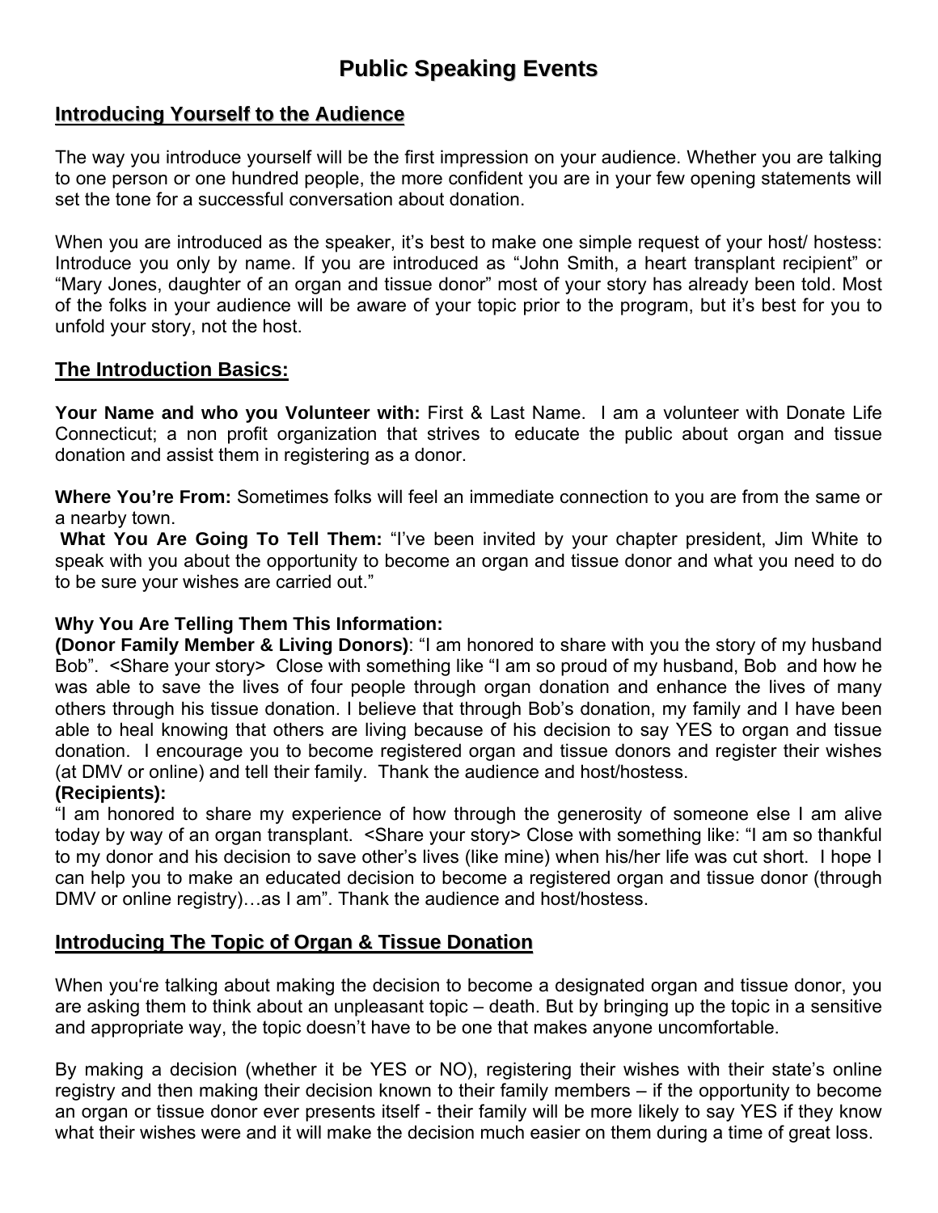# Public Speaking Events

## Introducing Yourself to the Audience

The way you introduce yourself will be the first impression on your audience. Whether you are talking to one person or one hundred people, the more confident you are in your few opening statements will set the tone for a successful conversation about donation.

When you are introduced as the speaker, it's best to make one simple request of your host/ hostess: Introduce you only by name. If you are introduced as "John Smith, a heart transplant recipient" or "Mary Jones, daughter of an organ and tissue donor" most of your story has already been told. Most of the folks in your audience will be aware of your topic prior to the program, but it's best for you to unfold your story, not the host.

## The Introduction Basics:

**Your Name and who you Volunteer with:** First & Last Name. I am a volunteer with Donate Life Connecticut; a non profit organization that strives to educate the public about organ and tissue donation and assist them in registering as a donor.

**Where You're From:** Sometimes folks will feel an immediate connection to you are from the same or a nearby town.

**What You Are Going To Tell Them:** "I've been invited by your chapter president, Jim White to speak with you about the opportunity to become an organ and tissue donor and what you need to do to be sure your wishes are carried out."

**Why You Are Telling Them This Information:**

**(Donor Family Member & Living Donors)**: "I am honored to share with you the story of my husband Bob". <Share your story> Close with something like "I am so proud of my husband, Bob and how he was able to save the lives of four people through organ donation and enhance the lives of many others through his tissue donation. I believe that through Bob's donation, my family and I have been able to heal knowing that others are living because of his decision to say YES to organ and tissue donation. I encourage you to become registered organ and tissue donors and register their wishes (at DMV or online) and tell their family. Thank the audience and host/hostess.

**(Recipients):**

"I am honored to share my experience of how through the generosity of someone else I am alive today by way of an organ transplant. <Share your story> Close with something like: "I am so thankful to my donor and his decision to save other's lives (like mine) when his/her life was cut short. I hope I can help you to make an educated decision to become a registered organ and tissue donor (through DMV or online registry)…as I am". Thank the audience and host/hostess.

## Introducing The Topic of Organ & Tissue Donation

When you're talking about making the decision to become a designated organ and tissue donor, you are asking them to think about an unpleasant topic – death. But by bringing up the topic in a sensitive and appropriate way, the topic doesn't have to be one that makes anyone uncomfortable.

By making a decision (whether it be YES or NO), registering their wishes with their state's online registry and then making their decision known to their family members – if the opportunity to become an organ or tissue donor ever presents itself - their family will be more likely to say YES if they know what their wishes were and it will make the decision much easier on them during a time of great loss.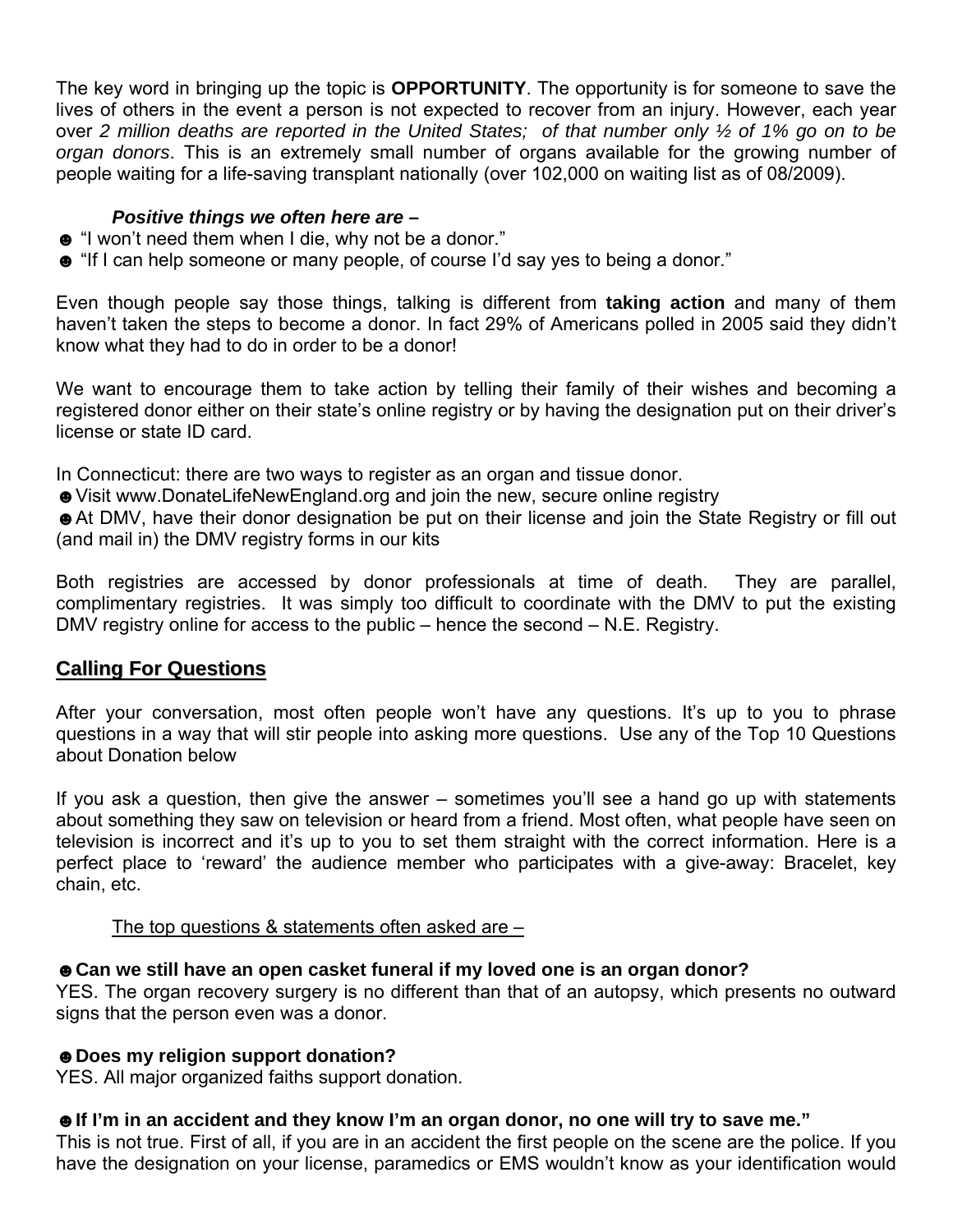The key word in bringing up the topic is **OPPORTUNITY**. The opportunity is for someone to save the lives of others in the event a person is not expected to recover from an injury. However, each year over *2 million deaths are reported in the United States; of that number only ½ of 1% go on to be organ donors*. This is an extremely small number of organs available for the growing number of people waiting for a life-saving transplant nationally (over 102,000 on waiting list as of 08/2009).

***Positive things we often here are –***

- ☻ "I won't need them when I die, why not be a donor."
- ☻ "If I can help someone or many people, of course I'd say yes to being a donor."

Even though people say those things, talking is different from **taking action** and many of them haven't taken the steps to become a donor. In fact 29% of Americans polled in 2005 said they didn't know what they had to do in order to be a donor!

We want to encourage them to take action by telling their family of their wishes and becoming a registered donor either on their state's online registry or by having the designation put on their driver's license or state ID card.

In Connecticut: there are two ways to register as an organ and tissue donor.

- ☻Visit www.DonateLifeNewEngland.org and join the new, secure online registry
- ☻At DMV, have their donor designation be put on their license and join the State Registry or fill out (and mail in) the DMV registry forms in our kits

Both registries are accessed by donor professionals at time of death. They are parallel, complimentary registries. It was simply too difficult to coordinate with the DMV to put the existing DMV registry online for access to the public – hence the second – N.E. Registry.

## Calling For Questions

After your conversation, most often people won't have any questions. It's up to you to phrase questions in a way that will stir people into asking more questions. Use any of the Top 10 Questions about Donation below

If you ask a question, then give the answer – sometimes you'll see a hand go up with statements about something they saw on television or heard from a friend. Most often, what people have seen on television is incorrect and it's up to you to set them straight with the correct information. Here is a perfect place to 'reward' the audience member who participates with a give-away: Bracelet, key chain, etc.

The top questions & statements often asked are –

**☻Can we still have an open casket funeral if my loved one is an organ donor?**
YES. The organ recovery surgery is no different than that of an autopsy, which presents no outward signs that the person even was a donor.

**☻Does my religion support donation?**
YES. All major organized faiths support donation.

**☻If I'm in an accident and they know I'm an organ donor, no one will try to save me."**
This is not true. First of all, if you are in an accident the first people on the scene are the police. If you have the designation on your license, paramedics or EMS wouldn't know as your identification would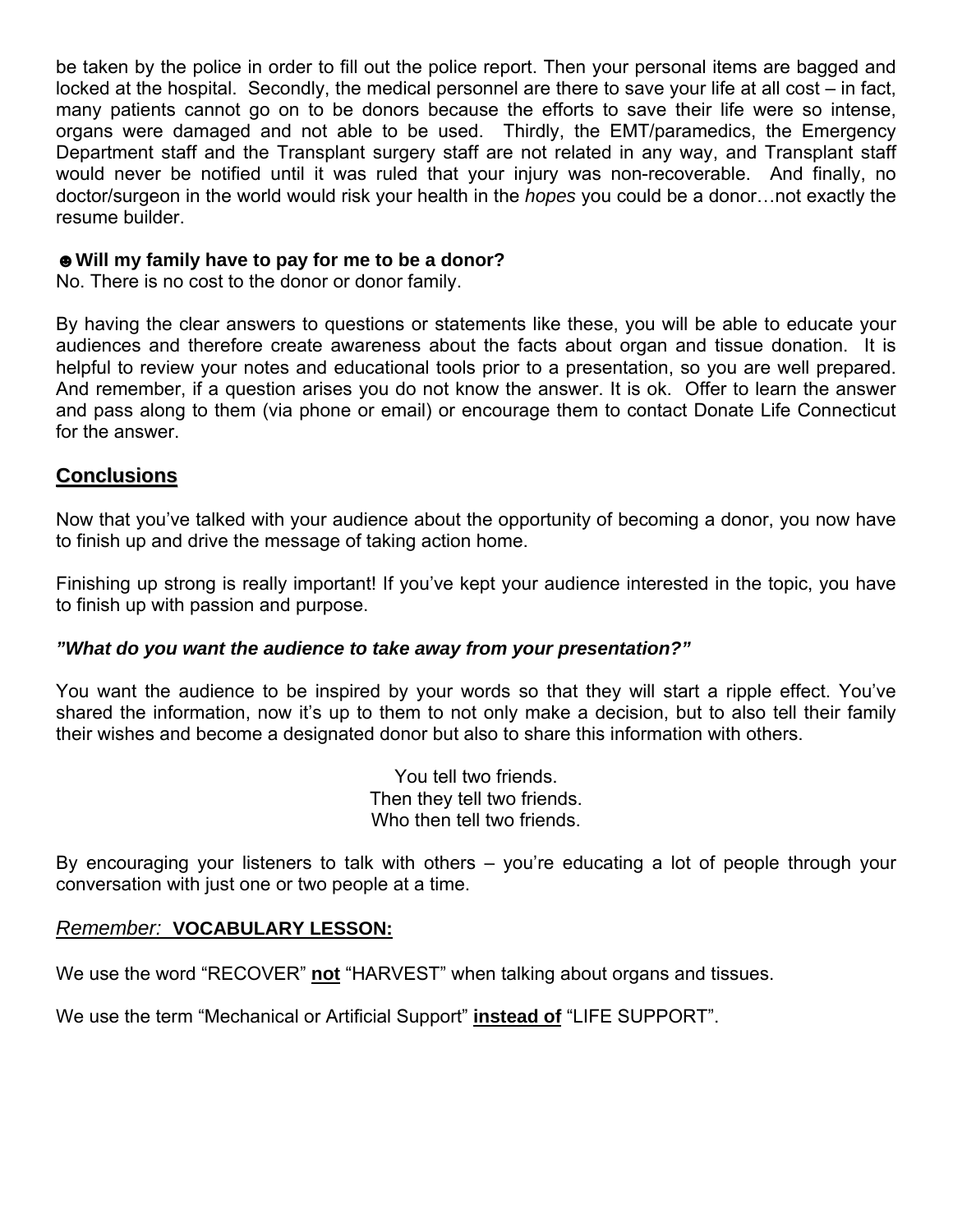be taken by the police in order to fill out the police report. Then your personal items are bagged and locked at the hospital. Secondly, the medical personnel are there to save your life at all cost – in fact, many patients cannot go on to be donors because the efforts to save their life were so intense, organs were damaged and not able to be used. Thirdly, the EMT/paramedics, the Emergency Department staff and the Transplant surgery staff are not related in any way, and Transplant staff would never be notified until it was ruled that your injury was non-recoverable. And finally, no doctor/surgeon in the world would risk your health in the *hopes* you could be a donor…not exactly the resume builder.

☻**Will my family have to pay for me to be a donor?**
No. There is no cost to the donor or donor family.

By having the clear answers to questions or statements like these, you will be able to educate your audiences and therefore create awareness about the facts about organ and tissue donation. It is helpful to review your notes and educational tools prior to a presentation, so you are well prepared. And remember, if a question arises you do not know the answer. It is ok. Offer to learn the answer and pass along to them (via phone or email) or encourage them to contact Donate Life Connecticut for the answer.

## <u>Conclusions</u>

Now that you've talked with your audience about the opportunity of becoming a donor, you now have to finish up and drive the message of taking action home.

Finishing up strong is really important! If you've kept your audience interested in the topic, you have to finish up with passion and purpose.

***"What do you want the audience to take away from your presentation?"***

You want the audience to be inspired by your words so that they will start a ripple effect. You've shared the information, now it's up to them to not only make a decision, but to also tell their family their wishes and become a designated donor but also to share this information with others.

You tell two friends.
Then they tell two friends.
Who then tell two friends.

By encouraging your listeners to talk with others – you're educating a lot of people through your conversation with just one or two people at a time.

*Remember:* **VOCABULARY LESSON:**

We use the word "RECOVER" **<u>not</u>** "HARVEST" when talking about organs and tissues.

We use the term "Mechanical or Artificial Support" **<u>instead of</u>** "LIFE SUPPORT".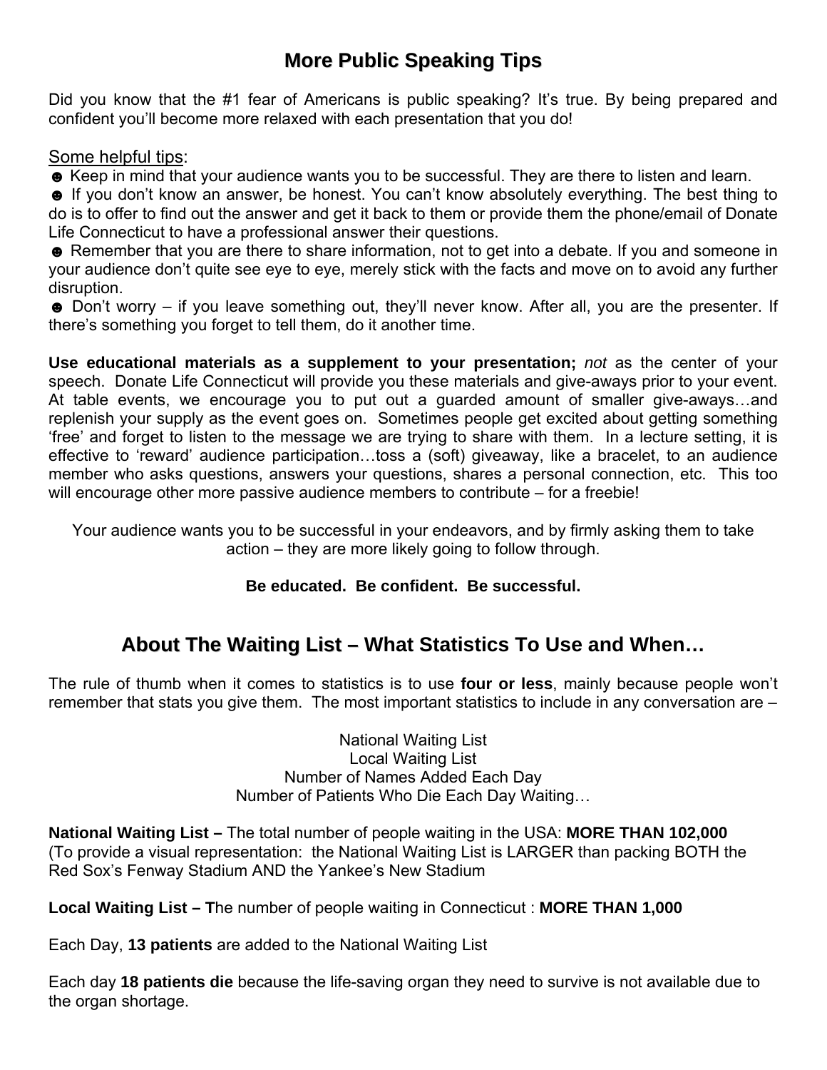# More Public Speaking Tips

Did you know that the #1 fear of Americans is public speaking? It's true. By being prepared and confident you'll become more relaxed with each presentation that you do!

Some helpful tips:

☻ Keep in mind that your audience wants you to be successful. They are there to listen and learn.
☻ If you don't know an answer, be honest. You can't know absolutely everything. The best thing to do is to offer to find out the answer and get it back to them or provide them the phone/email of Donate Life Connecticut to have a professional answer their questions.
☻ Remember that you are there to share information, not to get into a debate. If you and someone in your audience don't quite see eye to eye, merely stick with the facts and move on to avoid any further disruption.
☻ Don't worry – if you leave something out, they'll never know. After all, you are the presenter. If there's something you forget to tell them, do it another time.

**Use educational materials as a supplement to your presentation;** *not* as the center of your speech. Donate Life Connecticut will provide you these materials and give-aways prior to your event. At table events, we encourage you to put out a guarded amount of smaller give-aways…and replenish your supply as the event goes on. Sometimes people get excited about getting something 'free' and forget to listen to the message we are trying to share with them. In a lecture setting, it is effective to 'reward' audience participation…toss a (soft) giveaway, like a bracelet, to an audience member who asks questions, answers your questions, shares a personal connection, etc. This too will encourage other more passive audience members to contribute – for a freebie!

Your audience wants you to be successful in your endeavors, and by firmly asking them to take action – they are more likely going to follow through.

**Be educated. Be confident. Be successful.**

## About The Waiting List – What Statistics To Use and When…

The rule of thumb when it comes to statistics is to use **four or less**, mainly because people won't remember that stats you give them. The most important statistics to include in any conversation are –

National Waiting List
Local Waiting List
Number of Names Added Each Day
Number of Patients Who Die Each Day Waiting…

**National Waiting List –** The total number of people waiting in the USA: **MORE THAN 102,000**
(To provide a visual representation: the National Waiting List is LARGER than packing BOTH the Red Sox's Fenway Stadium AND the Yankee's New Stadium

**Local Waiting List – T**he number of people waiting in Connecticut : **MORE THAN 1,000**

Each Day, **13 patients** are added to the National Waiting List

Each day **18 patients die** because the life-saving organ they need to survive is not available due to the organ shortage.